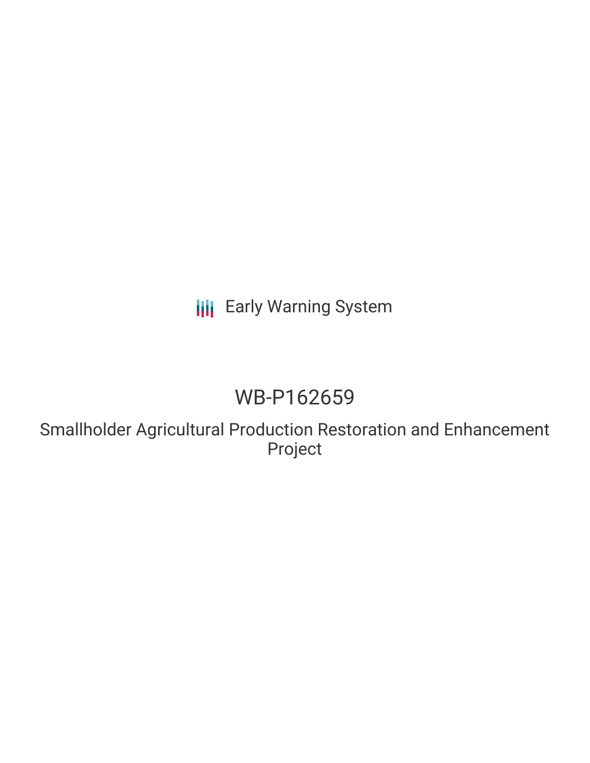Early Warning System

# WB-P162659

## Smallholder Agricultural Production Restoration and Enhancement Project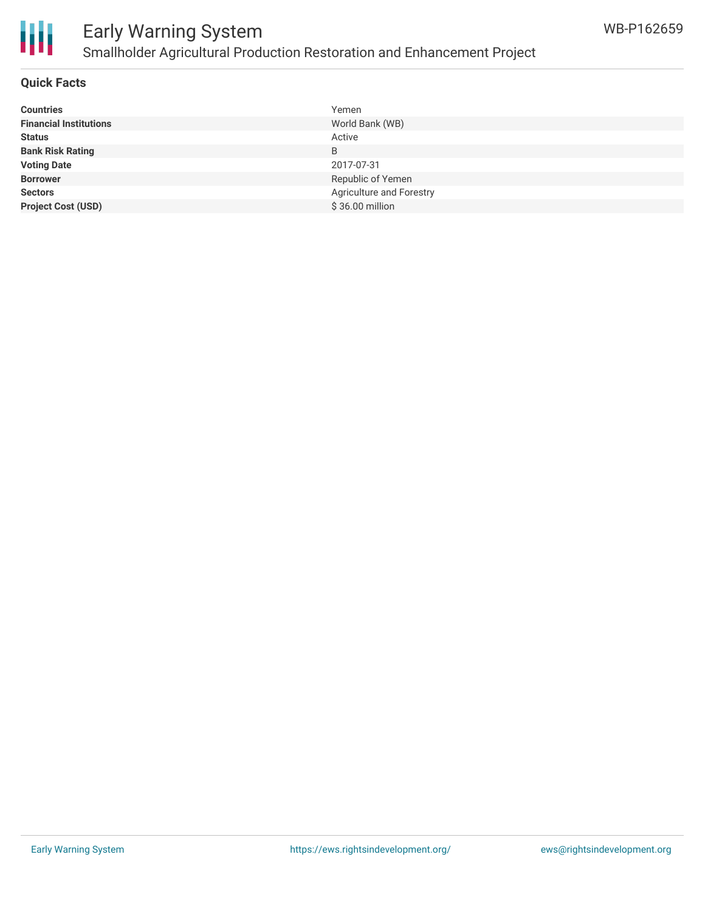# Early Warning System

## Smallholder Agricultural Production Restoration and Enhancement Project

WB-P162659

### Quick Facts

| | |
|---|---|
| **Countries** | Yemen |
| **Financial Institutions** | World Bank (WB) |
| **Status** | Active |
| **Bank Risk Rating** | B |
| **Voting Date** | 2017-07-31 |
| **Borrower** | Republic of Yemen |
| **Sectors** | Agriculture and Forestry |
| **Project Cost (USD)** | $ 36.00 million |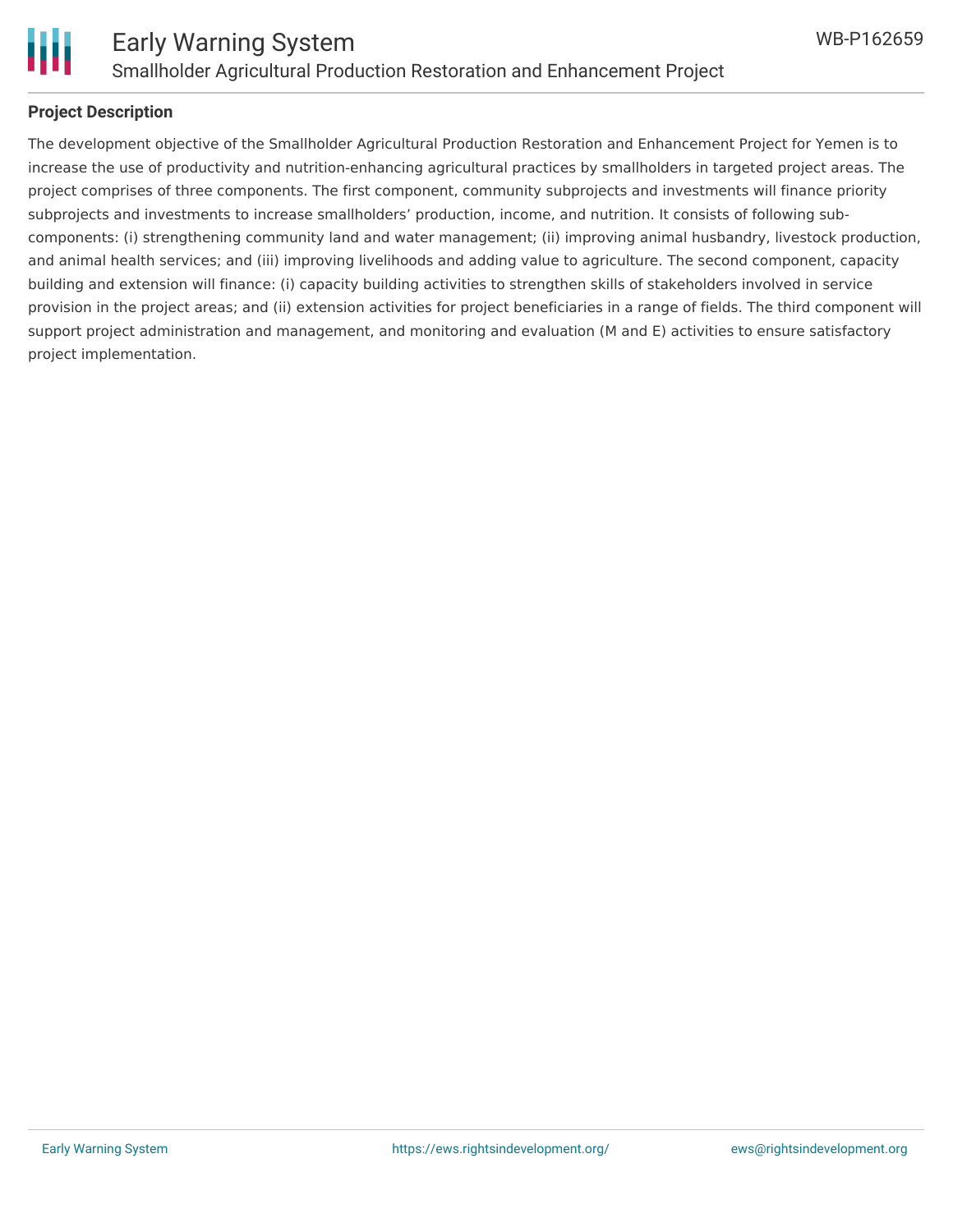**Project Description**

The development objective of the Smallholder Agricultural Production Restoration and Enhancement Project for Yemen is to increase the use of productivity and nutrition-enhancing agricultural practices by smallholders in targeted project areas. The project comprises of three components. The first component, community subprojects and investments will finance priority subprojects and investments to increase smallholders' production, income, and nutrition. It consists of following sub-components: (i) strengthening community land and water management; (ii) improving animal husbandry, livestock production, and animal health services; and (iii) improving livelihoods and adding value to agriculture. The second component, capacity building and extension will finance: (i) capacity building activities to strengthen skills of stakeholders involved in service provision in the project areas; and (ii) extension activities for project beneficiaries in a range of fields. The third component will support project administration and management, and monitoring and evaluation (M and E) activities to ensure satisfactory project implementation.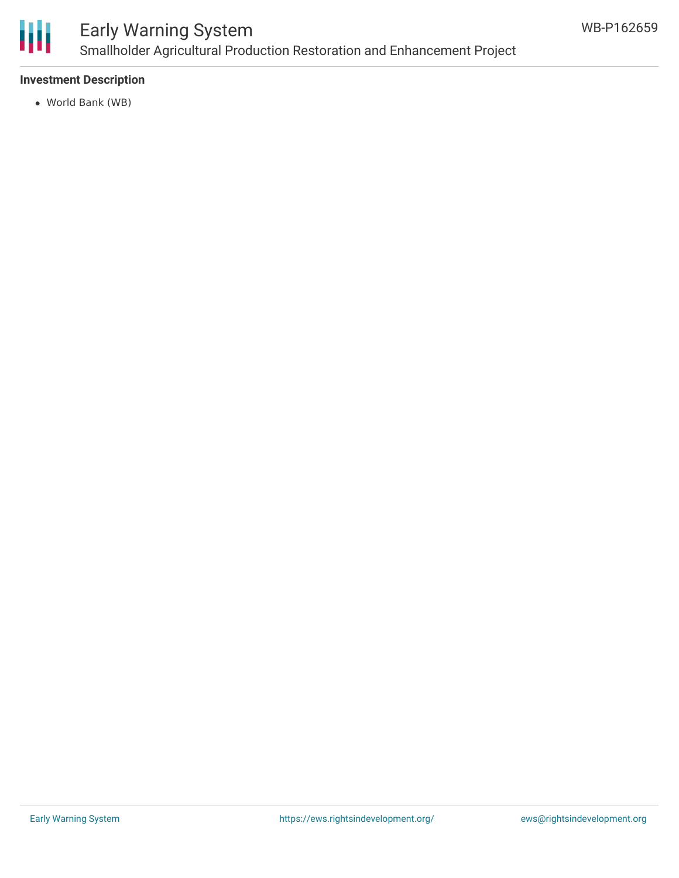**Investment Description**

- World Bank (WB)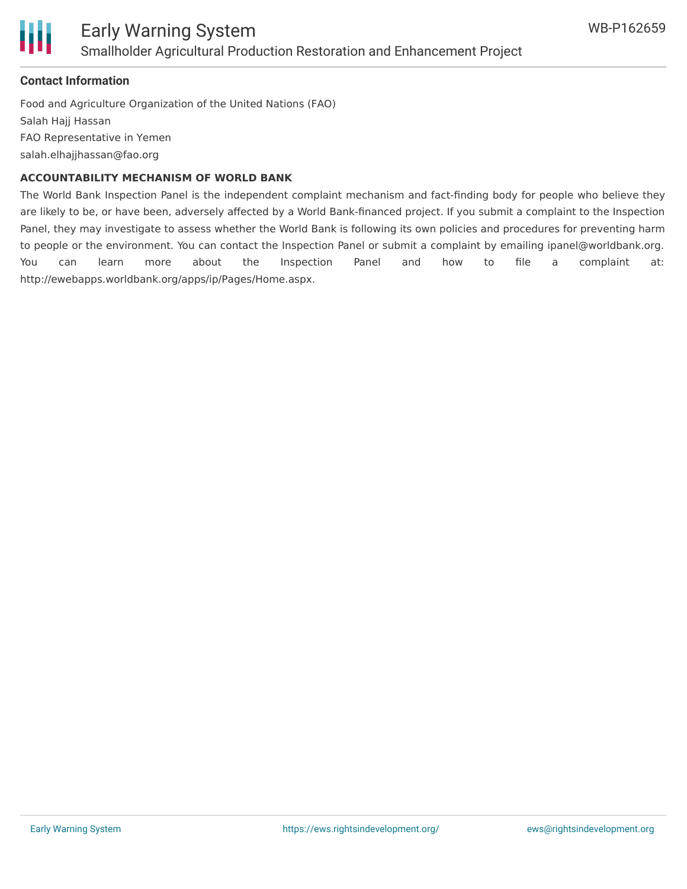**Contact Information**

Food and Agriculture Organization of the United Nations (FAO)
Salah Hajj Hassan
FAO Representative in Yemen
salah.elhajjhassan@fao.org

**ACCOUNTABILITY MECHANISM OF WORLD BANK**

The World Bank Inspection Panel is the independent complaint mechanism and fact-finding body for people who believe they are likely to be, or have been, adversely affected by a World Bank-financed project. If you submit a complaint to the Inspection Panel, they may investigate to assess whether the World Bank is following its own policies and procedures for preventing harm to people or the environment. You can contact the Inspection Panel or submit a complaint by emailing ipanel@worldbank.org. You can learn more about the Inspection Panel and how to file a complaint at: http://ewebapps.worldbank.org/apps/ip/Pages/Home.aspx.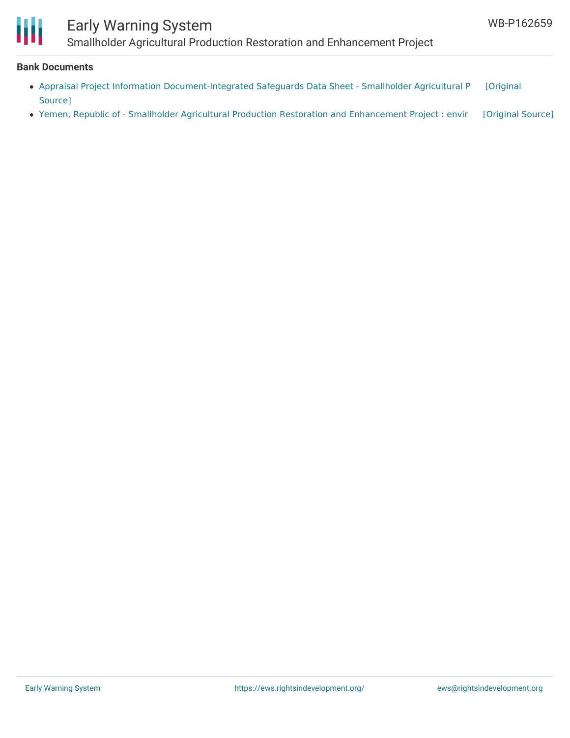**Bank Documents**

- Appraisal Project Information Document-Integrated Safeguards Data Sheet - Smallholder Agricultural P [Original Source]
- Yemen, Republic of - Smallholder Agricultural Production Restoration and Enhancement Project : envir [Original Source]